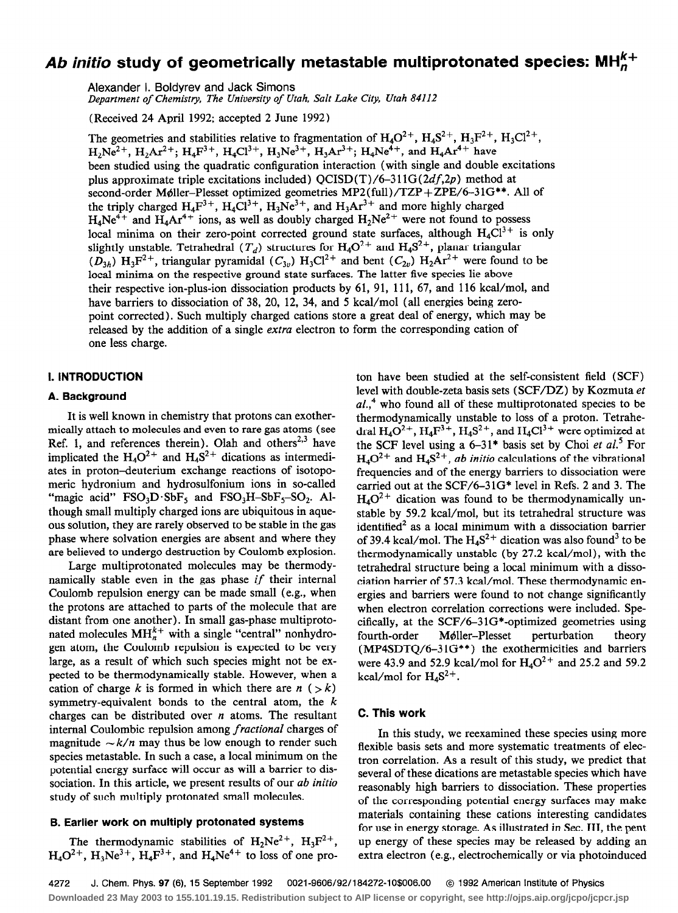# *Ab initio* study of geometrically metastable multiprotonated species: $MH_n^{k+}$

Alexander I. Boldyrev and Jack Simons
*Department of Chemistry, The University of Utah, Salt Lake City, Utah 84112*

(Received 24 April 1992; accepted 2 June 1992)

The geometries and stabilities relative to fragmentation of $H_4O^{2+}$, $H_4S^{2+}$, $H_3F^{2+}$, $H_3Cl^{2+}$, $H_2Ne^{2+}$, $H_2Ar^{2+}$; $H_4F^{3+}$, $H_4Cl^{3+}$, $H_3Ne^{3+}$, $H_3Ar^{3+}$; $H_4Ne^{4+}$, and $H_4Ar^{4+}$ have been studied using the quadratic configuration interaction (with single and double excitations plus approximate triple excitations included) QCISD(T)/6-311G(2*df*,2*p*) method at second-order Møller–Plesset optimized geometries MP2(full)/TZP+ZPE/6-31G**. All of the triply charged $H_4F^{3+}$, $H_4Cl^{3+}$, $H_3Ne^{3+}$, and $H_3Ar^{3+}$ and more highly charged $H_4Ne^{4+}$ and $H_4Ar^{4+}$ ions, as well as doubly charged $H_2Ne^{2+}$ were not found to possess local minima on their zero-point corrected ground state surfaces, although $H_4Cl^{3+}$ is only slightly unstable. Tetrahedral ($T_d$) structures for $H_4O^{2+}$ and $H_4S^{2+}$, planar triangular ($D_{3h}$) $H_3F^{2+}$, triangular pyramidal ($C_{3v}$) $H_3Cl^{2+}$ and bent ($C_{2v}$) $H_2Ar^{2+}$ were found to be local minima on the respective ground state surfaces. The latter five species lie above their respective ion-plus-ion dissociation products by 61, 91, 111, 67, and 116 kcal/mol, and have barriers to dissociation of 38, 20, 12, 34, and 5 kcal/mol (all energies being zero-point corrected). Such multiply charged cations store a great deal of energy, which may be released by the addition of a single *extra* electron to form the corresponding cation of one less charge.

## I. INTRODUCTION

### A. Background

It is well known in chemistry that protons can exothermically attach to molecules and even to rare gas atoms (see Ref. 1, and references therein). Olah and others[2,3] have implicated the $H_4O^{2+}$ and $H_4S^{2+}$ dications as intermediates in proton–deuterium exchange reactions of isotopomeric hydronium and hydrosulfonium ions in so-called "magic acid" $FSO_3D \cdot SbF_5$ and $FSO_3H$–$SbF_5$–$SO_2$. Although small multiply charged ions are ubiquitous in aqueous solution, they are rarely observed to be stable in the gas phase where solvation energies are absent and where they are believed to undergo destruction by Coulomb explosion.

Large multiprotonated molecules may be thermodynamically stable even in the gas phase *if* their internal Coulomb repulsion energy can be made small (e.g., when the protons are attached to parts of the molecule that are distant from one another). In small gas-phase multiprotonated molecules $MH_n^{k+}$ with a single "central" nonhydrogen atom, the Coulomb repulsion is expected to be very large, as a result of which such species might not be expected to be thermodynamically stable. However, when a cation of charge $k$ is formed in which there are $n$ ($>k$) symmetry-equivalent bonds to the central atom, the $k$ charges can be distributed over $n$ atoms. The resultant internal Coulombic repulsion among *fractional* charges of magnitude $\sim k/n$ may thus be low enough to render such species metastable. In such a case, a local minimum on the potential energy surface will occur as will a barrier to dissociation. In this article, we present results of our *ab initio* study of such multiply protonated small molecules.

### B. Earlier work on multiply protonated systems

The thermodynamic stabilities of $H_2Ne^{2+}$, $H_3F^{2+}$, $H_4O^{2+}$, $H_3Ne^{3+}$, $H_4F^{3+}$, and $H_4Ne^{4+}$ to loss of one proton have been studied at the self-consistent field (SCF) level with double-zeta basis sets (SCF/DZ) by Kozmuta *et al.*,[4] who found all of these multiprotonated species to be thermodynamically unstable to loss of a proton. Tetrahedral $H_4O^{2+}$, $H_4F^{3+}$, $H_4S^{2+}$, and $H_4Cl^{3+}$ were optimized at the SCF level using a 6-31* basis set by Choi *et al.*[5] For $H_4O^{2+}$ and $H_4S^{2+}$, *ab initio* calculations of the vibrational frequencies and of the energy barriers to dissociation were carried out at the SCF/6-31G* level in Refs. 2 and 3. The $H_4O^{2+}$ dication was found to be thermodynamically unstable by 59.2 kcal/mol, but its tetrahedral structure was identified[2] as a local minimum with a dissociation barrier of 39.4 kcal/mol. The $H_4S^{2+}$ dication was also found[3] to be thermodynamically unstable (by 27.2 kcal/mol), with the tetrahedral structure being a local minimum with a dissociation barrier of 57.3 kcal/mol. These thermodynamic energies and barriers were found to not change significantly when electron correlation corrections were included. Specifically, at the SCF/6-31G*-optimized geometries using fourth-order Møller–Plesset perturbation theory (MP4SDTQ/6-31G**) the exothermicities and barriers were 43.9 and 52.9 kcal/mol for $H_4O^{2+}$ and 25.2 and 59.2 kcal/mol for $H_4S^{2+}$.

### C. This work

In this study, we reexamined these species using more flexible basis sets and more systematic treatments of electron correlation. As a result of this study, we predict that several of these dications are metastable species which have reasonably high barriers to dissociation. These properties of the corresponding potential energy surfaces may make materials containing these cations interesting candidates for use in energy storage. As illustrated in Sec. III, the pent up energy of these species may be released by adding an extra electron (e.g., electrochemically or via photoinduced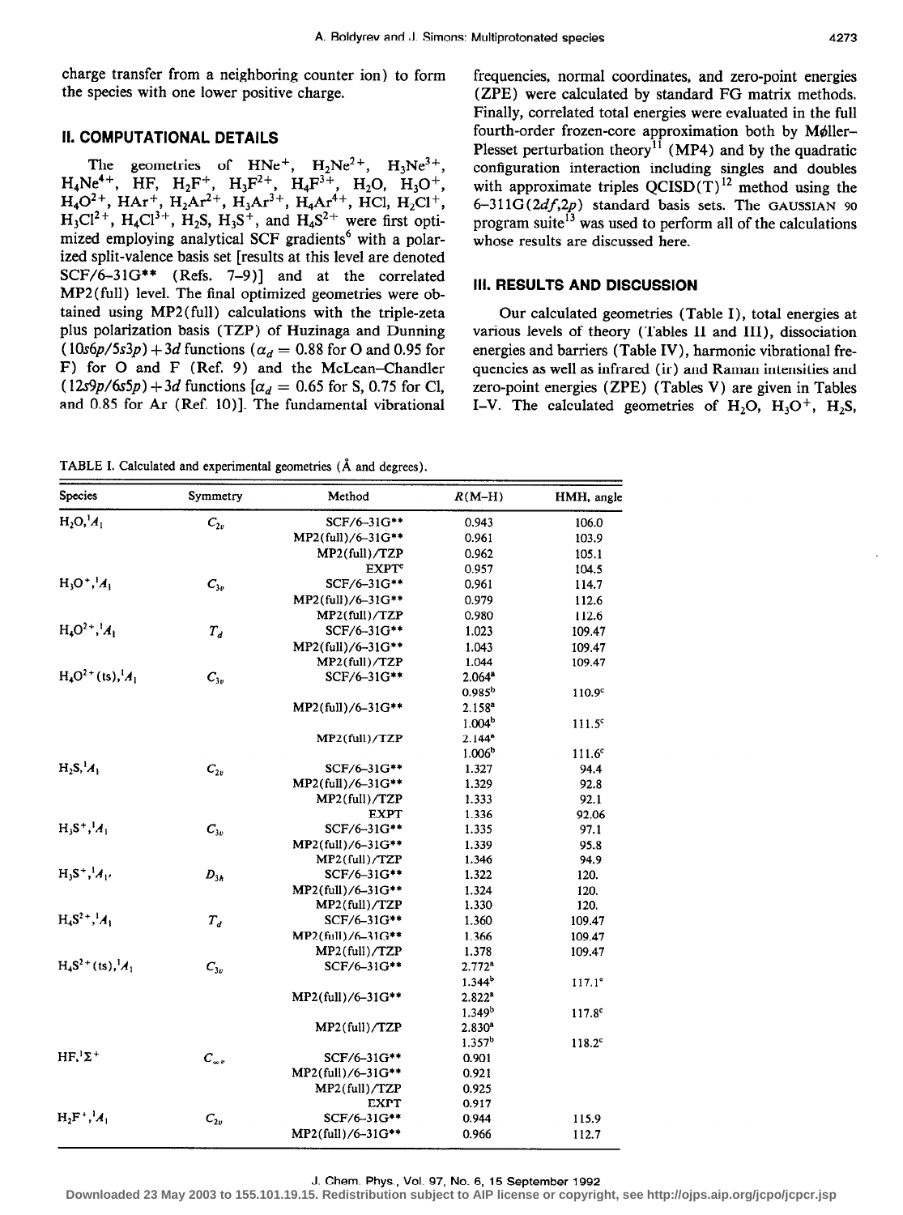charge transfer from a neighboring counter ion) to form the species with one lower positive charge.

## II. COMPUTATIONAL DETAILS

The geometries of $HNe^+$, $H_2Ne^{2+}$, $H_3Ne^{3+}$, $H_4Ne^{4+}$, HF, $H_2F^+$, $H_3F^{2+}$, $H_4F^{3+}$, $H_2O$, $H_3O^+$, $H_4O^{2+}$, $HAr^+$, $H_2Ar^{2+}$, $H_3Ar^{3+}$, $H_4Ar^{4+}$, HCl, $H_2Cl^+$, $H_3Cl^{2+}$, $H_4Cl^{3+}$, $H_2S$, $H_3S^+$, and $H_4S^{2+}$ were first optimized employing analytical SCF gradients[6] with a polarized split-valence basis set [results at this level are denoted SCF/6-31G** (Refs. 7-9)] and at the correlated MP2(full) level. The final optimized geometries were obtained using MP2(full) calculations with the triple-zeta plus polarization basis (TZP) of Huzinaga and Dunning $(10s6p/5s3p)+3d$ functions ($\alpha_d = 0.88$ for O and 0.95 for F) for O and F (Ref. 9) and the McLean–Chandler $(12s9p/6s5p)+3d$ functions [$\alpha_d = 0.65$ for S, 0.75 for Cl, and 0.85 for Ar (Ref. 10)]. The fundamental vibrational frequencies, normal coordinates, and zero-point energies (ZPE) were calculated by standard FG matrix methods. Finally, correlated total energies were evaluated in the full fourth-order frozen-core approximation both by Møller–Plesset perturbation theory[11] (MP4) and by the quadratic configuration interaction including singles and doubles with approximate triples QCISD(T)[12] method using the 6-311G(2$df$,2$p$) standard basis sets. The GAUSSIAN 90 program suite[13] was used to perform all of the calculations whose results are discussed here.

## III. RESULTS AND DISCUSSION

Our calculated geometries (Table I), total energies at various levels of theory (Tables II and III), dissociation energies and barriers (Table IV), harmonic vibrational frequencies as well as infrared (ir) and Raman intensities and zero-point energies (ZPE) (Tables V) are given in Tables I–V. The calculated geometries of $H_2O$, $H_3O^+$, $H_2S$,

TABLE I. Calculated and experimental geometries (Å and degrees).

| Species | Symmetry | Method | $R$(M–H) | HMH, angle |
|---|---|---|---|---|
| $H_2O$, $^1A_1$ | $C_{2v}$ | SCF/6-31G** | 0.943 | 106.0 |
| | | MP2(full)/6-31G** | 0.961 | 103.9 |
| | | MP2(full)/TZP | 0.962 | 105.1 |
| | | EXPT[c] | 0.957 | 104.5 |
| $H_3O^+$, $^1A_1$ | $C_{3v}$ | SCF/6-31G** | 0.961 | 114.7 |
| | | MP2(full)/6-31G** | 0.979 | 112.6 |
| | | MP2(full)/TZP | 0.980 | 112.6 |
| $H_4O^{2+}$, $^1A_1$ | $T_d$ | SCF/6-31G** | 1.023 | 109.47 |
| | | MP2(full)/6-31G** | 1.043 | 109.47 |
| | | MP2(full)/TZP | 1.044 | 109.47 |
| $H_4O^{2+}$(ts), $^1A_1$ | $C_{3v}$ | SCF/6-31G** | 2.064[a] | |
| | | | 0.985[b] | 110.9[c] |
| | | MP2(full)/6-31G** | 2.158[a] | |
| | | | 1.004[b] | 111.5[c] |
| | | MP2(full)/TZP | 2.144[a] | |
| | | | 1.006[b] | 111.6[c] |
| $H_2S$, $^1A_1$ | $C_{2v}$ | SCF/6-31G** | 1.327 | 94.4 |
| | | MP2(full)/6-31G** | 1.329 | 92.8 |
| | | MP2(full)/TZP | 1.333 | 92.1 |
| | | EXPT | 1.336 | 92.06 |
| $H_3S^+$, $^1A_1$ | $C_{3v}$ | SCF/6-31G** | 1.335 | 97.1 |
| | | MP2(full)/6-31G** | 1.339 | 95.8 |
| | | MP2(full)/TZP | 1.346 | 94.9 |
| $H_3S^+$, $^1A_1'$ | $D_{3h}$ | SCF/6-31G** | 1.322 | 120. |
| | | MP2(full)/6-31G** | 1.324 | 120. |
| | | MP2(full)/TZP | 1.330 | 120. |
| $H_4S^{2+}$, $^1A_1$ | $T_d$ | SCF/6-31G** | 1.360 | 109.47 |
| | | MP2(full)/6-31G** | 1.366 | 109.47 |
| | | MP2(full)/TZP | 1.378 | 109.47 |
| $H_4S^{2+}$(ts), $^1A_1$ | $C_{3v}$ | SCF/6-31G** | 2.772[a] | |
| | | | 1.344[b] | 117.1[c] |
| | | MP2(full)/6-31G** | 2.822[a] | |
| | | | 1.349[b] | 117.8[c] |
| | | MP2(full)/TZP | 2.830[a] | |
| | | | 1.357[b] | 118.2[c] |
| HF, $^1\Sigma^+$ | $C_{\infty v}$ | SCF/6-31G** | 0.901 | |
| | | MP2(full)/6-31G** | 0.921 | |
| | | MP2(full)/TZP | 0.925 | |
| | | EXPT | 0.917 | |
| $H_2F^+$, $^1A_1$ | $C_{2v}$ | SCF/6-31G** | 0.944 | 115.9 |
| | | MP2(full)/6-31G** | 0.966 | 112.7 |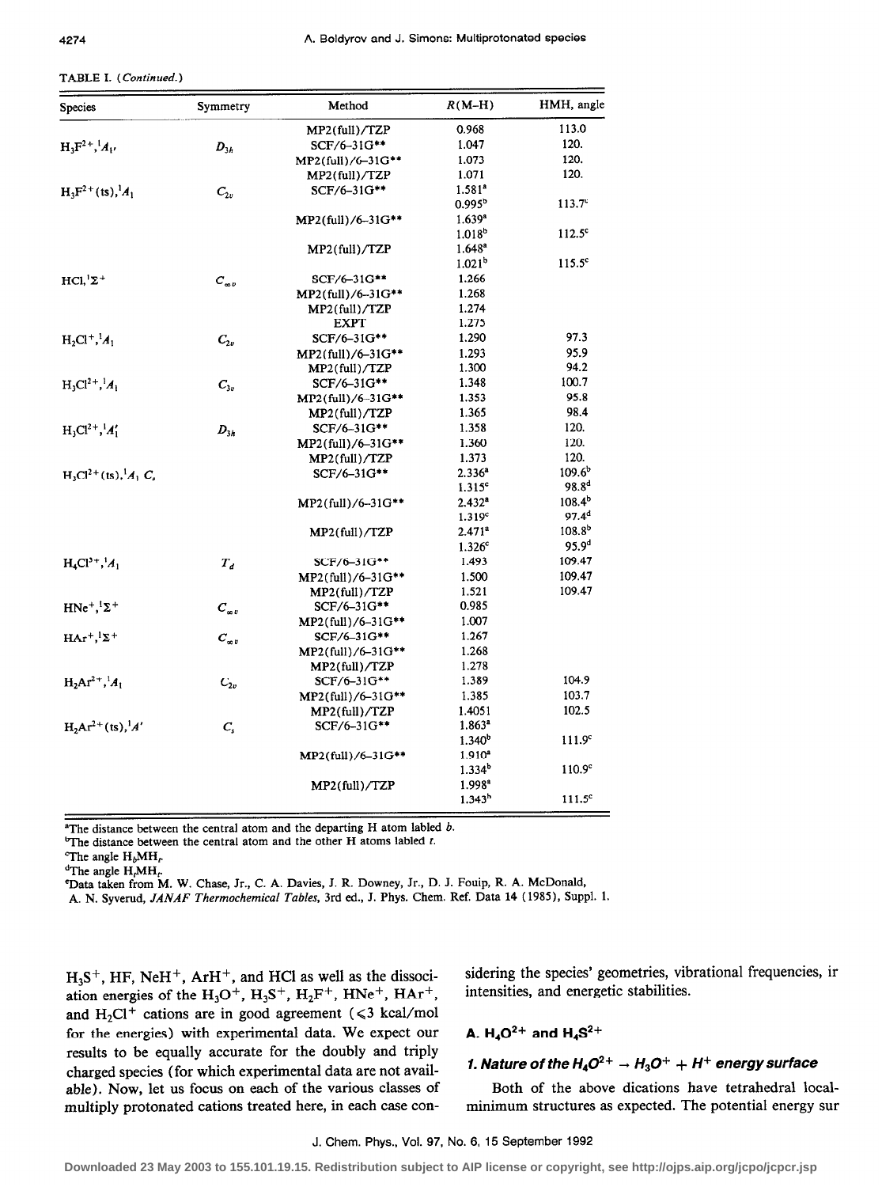TABLE I. (*Continued.*)

| Species | Symmetry | Method | $R$(M–H) | HMH, angle |
|---|---|---|---|---|
| | | MP2(full)/TZP | 0.968 | 113.0 |
| $H_3F^{2+}, {}^1A_1'$ | $D_{3h}$ | SCF/6–31G** | 1.047 | 120. |
| | | MP2(full)/6–31G** | 1.073 | 120. |
| | | MP2(full)/TZP | 1.071 | 120. |
| $H_3F^{2+}$(ts), ${}^1A_1$ | $C_{2v}$ | SCF/6–31G** | 1.581[a] | |
| | | | 0.995[b] | 113.7[c] |
| | | MP2(full)/6–31G** | 1.639[a] | |
| | | | 1.018[b] | 112.5[c] |
| | | MP2(full)/TZP | 1.648[a] | |
| | | | 1.021[b] | 115.5[c] |
| HCl, ${}^1\Sigma^+$ | $C_{\infty v}$ | SCF/6–31G** | 1.266 | |
| | | MP2(full)/6–31G** | 1.268 | |
| | | MP2(full)/TZP | 1.274 | |
| | | EXPT | 1.275 | |
| $H_2Cl^+, {}^1A_1$ | $C_{2v}$ | SCF/6–31G** | 1.290 | 97.3 |
| | | MP2(full)/6–31G** | 1.293 | 95.9 |
| | | MP2(full)/TZP | 1.300 | 94.2 |
| $H_3Cl^{2+}, {}^1A_1$ | $C_{3v}$ | SCF/6–31G** | 1.348 | 100.7 |
| | | MP2(full)/6–31G** | 1.353 | 95.8 |
| | | MP2(full)/TZP | 1.365 | 98.4 |
| $H_3Cl^{2+}, {}^1A_1'$ | $D_{3h}$ | SCF/6–31G** | 1.358 | 120. |
| | | MP2(full)/6–31G** | 1.360 | 120. |
| | | MP2(full)/TZP | 1.373 | 120. |
| $H_3Cl^{2+}$(ts), ${}^1A_1$ $C_s$ | | SCF/6–31G** | 2.336[a] | 109.6[b] |
| | | | 1.315[c] | 98.8[d] |
| | | MP2(full)/6–31G** | 2.432[a] | 108.4[b] |
| | | | 1.319[c] | 97.4[d] |
| | | MP2(full)/TZP | 2.471[a] | 108.8[b] |
| | | | 1.326[c] | 95.9[d] |
| $H_4Cl^{3+}, {}^1A_1$ | $T_d$ | SCF/6–31G** | 1.493 | 109.47 |
| | | MP2(full)/6–31G** | 1.500 | 109.47 |
| | | MP2(full)/TZP | 1.521 | 109.47 |
| $HNe^+, {}^1\Sigma^+$ | $C_{\infty v}$ | SCF/6–31G** | 0.985 | |
| | | MP2(full)/6–31G** | 1.007 | |
| $HAr^+, {}^1\Sigma^+$ | $C_{\infty v}$ | SCF/6–31G** | 1.267 | |
| | | MP2(full)/6–31G** | 1.268 | |
| | | MP2(full)/TZP | 1.278 | |
| $H_2Ar^{2+}, {}^1A_1$ | $C_{2v}$ | SCF/6–31G** | 1.389 | 104.9 |
| | | MP2(full)/6–31G** | 1.385 | 103.7 |
| | | MP2(full)/TZP | 1.4051 | 102.5 |
| $H_2Ar^{2+}$(ts), ${}^1A'$ | $C_s$ | SCF/6–31G** | 1.863[a] | |
| | | | 1.340[b] | 111.9[c] |
| | | MP2(full)/6–31G** | 1.910[a] | |
| | | | 1.334[b] | 110.9[c] |
| | | MP2(full)/TZP | 1.998[a] | |
| | | | 1.343[b] | 111.5[c] |

[a]The distance between the central atom and the departing H atom labled *b*.
[b]The distance between the central atom and the other H atoms labled *t*.
[c]The angle $H_bMH_t$.
[d]The angle $H_tMH_t$.
[e]Data taken from M. W. Chase, Jr., C. A. Davies, J. R. Downey, Jr., D. J. Fouip, R. A. McDonald, A. N. Syverud, *JANAF Thermochemical Tables*, 3rd ed., J. Phys. Chem. Ref. Data **14** (1985), Suppl. 1.

$H_3S^+$, HF, $NeH^+$, $ArH^+$, and HCl as well as the dissociation energies of the $H_3O^+$, $H_3S^+$, $H_2F^+$, $HNe^+$, $HAr^+$, and $H_2Cl^+$ cations are in good agreement ($\leqslant 3$ kcal/mol for the energies) with experimental data. We expect our results to be equally accurate for the doubly and triply charged species (for which experimental data are not available). Now, let us focus on each of the various classes of multiply protonated cations treated here, in each case considering the species' geometries, vibrational frequencies, ir intensities, and energetic stabilities.

## A. $H_4O^{2+}$ and $H_4S^{2+}$

### 1. Nature of the $H_4O^{2+} \rightarrow H_3O^+ + H^+$ energy surface

Both of the above dications have tetrahedral local-minimum structures as expected. The potential energy sur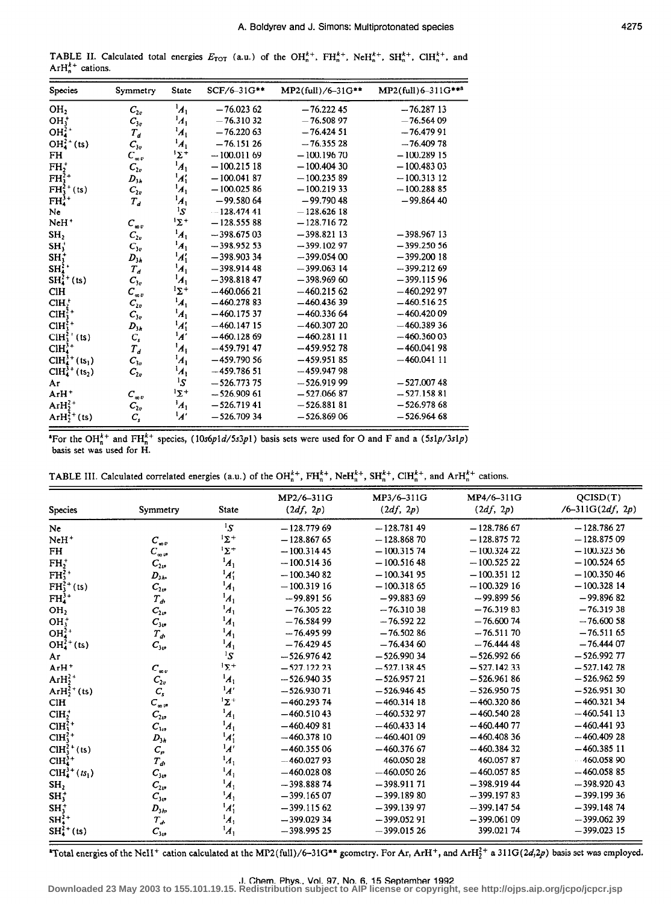TABLE II. Calculated total energies $E_{TOT}$ (a.u.) of the $OH_n^{k+}$, $FH_n^{k+}$, $NeH_n^{k+}$, $SH_n^{k+}$, $ClH_n^{k+}$, and $ArH_n^{k+}$ cations.

| Species | Symmetry | State | SCF/6–31G** | MP2(full)/6–31G** | MP2(full)6–311G**[a] |
|---|---|---|---|---|---|
| $OH_2$ | $C_{2v}$ | $^1A_1$ | −76.023 62 | −76.222 45 | −76.287 13 |
| $OH_3^+$ | $C_{3v}$ | $^1A_1$ | −76.310 32 | −76.508 97 | −76.564 09 |
| $OH_4^{2+}$ | $T_d$ | $^1A_1$ | −76.220 63 | −76.424 51 | −76.479 91 |
| $OH_4^{2+}$ (ts) | $C_{3v}$ | $^1A_1$ | −76.151 26 | −76.355 28 | −76.409 78 |
| FH | $C_{\infty v}$ | $^1\Sigma^+$ | −100.011 69 | −100.196 70 | −100.289 15 |
| $FH_2^+$ | $C_{2v}$ | $^1A_1$ | −100.215 18 | −100.404 30 | −100.483 03 |
| $FH_3^{2+}$ | $D_{3h}$ | $^1A_1'$ | −100.041 87 | −100.235 89 | −100.313 12 |
| $FH_3^{2+}$ (ts) | $C_{2v}$ | $^1A_1$ | −100.025 86 | −100.219 33 | −100.288 85 |
| $FH_4^{3+}$ | $T_d$ | $^1A_1$ | −99.580 64 | −99.790 48 | −99.864 40 |
| Ne | | $^1S$ | −128.474 41 | −128.626 18 | |
| $NeH^+$ | $C_{\infty v}$ | $^1\Sigma^+$ | −128.555 88 | −128.716 72 | |
| $SH_2$ | $C_{2v}$ | $^1A_1$ | −398.675 03 | −398.821 13 | −398.967 13 |
| $SH_3^+$ | $C_{3v}$ | $^1A_1$ | −398.952 53 | −399.102 97 | −399.250 56 |
| $SH_3^+$ | $D_{3h}$ | $^1A_1'$ | −398.903 34 | −399.054 00 | −399.200 18 |
| $SH_4^{2+}$ | $T_d$ | $^1A_1$ | −398.914 48 | −399.063 14 | −399.212 69 |
| $SH_4^{2+}$ (ts) | $C_{3v}$ | $^1A_1$ | −398.818 47 | −398.969 60 | −399.115 96 |
| ClH | $C_{\infty v}$ | $^1\Sigma^+$ | −460.066 21 | −460.215 62 | −460.292 97 |
| $ClH_2^+$ | $C_{2v}$ | $^1A_1$ | −460.278 83 | −460.436 39 | −460.516 25 |
| $ClH_3^{2+}$ | $C_{3v}$ | $^1A_1$ | −460.175 37 | −460.336 64 | −460.420 09 |
| $ClH_3^{2+}$ | $D_{3h}$ | $^1A_1'$ | −460.147 15 | −460.307 20 | −460.389 36 |
| $ClH_3^{2+}$ (ts) | $C_s$ | $^1A'$ | −460.128 69 | −460.281 11 | −460.360 03 |
| $ClH_4^{3+}$ | $T_d$ | $^1A_1$ | −459.791 47 | −459.952 78 | −460.041 98 |
| $ClH_4^{3+}$ (ts$_1$) | $C_{3v}$ | $^1A_1$ | −459.790 56 | −459.951 85 | −460.041 11 |
| $ClH_4^{3+}$ (ts$_2$) | $C_{2v}$ | $^1A_1$ | −459.786 51 | −459.947 98 | |
| Ar | | $^1S$ | −526.773 75 | −526.919 99 | −527.007 48 |
| $ArH^+$ | $C_{\infty v}$ | $^1\Sigma^+$ | −526.909 61 | −527.066 87 | −527.158 81 |
| $ArH_2^{2+}$ | $C_{2v}$ | $^1A_1$ | −526.719 41 | −526.881 81 | −526.978 68 |
| $ArH_2^{2+}$ (ts) | $C_s$ | $^1A'$ | −526.709 34 | −526.869 06 | −526.964 68 |

[a]For the $OH_n^{k+}$ and $FH_n^{k+}$ species, $(10s6p1d/5s3p1)$ basis sets were used for O and F and a $(5s1p/3s1p)$ basis set was used for H.

TABLE III. Calculated correlated energies (a.u.) of the $OH_n^{k+}$, $FH_n^{k+}$, $NeH_n^{k+}$, $SH_n^{k+}$, $ClH_n^{k+}$, and $ArH_n^{k+}$ cations.

| Species | Symmetry | State | MP2/6–311G (2df, 2p) | MP3/6–311G (2df, 2p) | MP4/6–311G (2df, 2p) | QCISD(T) /6–311G(2df, 2p) |
|---|---|---|---|---|---|---|
| Ne | | $^1S$ | −128.779 69 | −128.781 49 | −128.786 67 | −128.786 27 |
| $NeH^+$ | $C_{\infty v}$ | $^1\Sigma^+$ | −128.867 65 | −128.868 70 | −128.875 72 | −128.875 09 |
| FH | $C_{\infty v}$ | $^1\Sigma^+$ | −100.314 45 | −100.315 74 | −100.324 22 | −100.323 56 |
| $FH_2^+$ | $C_{2v}$ | $^1A_1$ | −100.514 36 | −100.516 48 | −100.525 22 | −100.524 65 |
| $FH_3^{2+}$ | $D_{3h}$ | $^1A_1'$ | −100.340 82 | −100.341 95 | −100.351 12 | −100.350 46 |
| $FH_3^{2+}$ (ts) | $C_{2v}$ | $^1A_1$ | −100.319 16 | −100.318 65 | −100.329 16 | −100.328 14 |
| $FH_4^{3+}$ | $T_d$ | $^1A_1$ | −99.891 56 | −99.883 69 | −99.899 56 | −99.896 82 |
| $OH_2$ | $C_{2v}$ | $^1A_1$ | −76.305 22 | −76.310 38 | −76.319 83 | −76.319 38 |
| $OH_3^+$ | $C_{3v}$ | $^1A_1$ | −76.584 99 | −76.592 22 | −76.600 74 | −76.600 58 |
| $OH_4^{2+}$ | $T_d$ | $^1A_1$ | −76.495 99 | −76.502 86 | −76.511 70 | −76.511 65 |
| $OH_4^{2+}$ (ts) | $C_{3v}$ | $^1A_1$ | −76.429 45 | −76.434 60 | −76.444 48 | −76.444 07 |
| Ar | | $^1S$ | −526.976 42 | −526.990 34 | −526.992 66 | −526.992 77 |
| $ArH^+$ | $C_{\infty v}$ | $^1\Sigma^+$ | −527.122 23 | −527.138 45 | −527.142 33 | −527.142 78 |
| $ArH_2^{2+}$ | $C_{2v}$ | $^1A_1$ | −526.940 35 | −526.957 21 | −526.961 86 | −526.962 59 |
| $ArH_2^{2+}$ (ts) | $C_s$ | $^1A'$ | −526.930 71 | −526.946 45 | −526.950 75 | −526.951 30 |
| ClH | $C_{\infty v}$ | $^1\Sigma^+$ | −460.293 74 | −460.314 18 | −460.320 86 | −460.321 34 |
| $ClH_2^+$ | $C_{2v}$ | $^1A_1$ | −460.510 43 | −460.532 97 | −460.540 28 | −460.541 13 |
| $ClH_3^{2+}$ | $C_{3v}$ | $^1A_1$ | −460.409 81 | −460.433 14 | −460.440 77 | −460.441 93 |
| $ClH_3^{2+}$ | $D_{3h}$ | $^1A_1'$ | −460.378 10 | −460.401 09 | −460.408 36 | −460.409 28 |
| $ClH_3^{2+}$ (ts) | $C_s$ | $^1A'$ | −460.355 06 | −460.376 67 | −460.384 32 | −460.385 11 |
| $ClH_4^{3+}$ | $T_d$ | $^1A_1$ | −460.027 93 | 460.050 28 | 460.057 87 | −460.058 90 |
| $ClH_4^{3+}$ (ts$_1$) | $C_{3v}$ | $^1A_1$ | −460.028 08 | −460.050 26 | −460.057 85 | −460.058 85 |
| $SH_2$ | $C_{2v}$ | $^1A_1$ | −398.888 74 | −398.911 71 | −398.919 44 | −398.920 43 |
| $SH_3^+$ | $C_{3v}$ | $^1A_1$ | −399.165 07 | −399.189 80 | −399.197 83 | −399.199 36 |
| $SH_3^+$ | $D_{3h}$ | $^1A_1'$ | −399.115 62 | −399.139 97 | −399.147 54 | −399.148 74 |
| $SH_4^{2+}$ | $T_d$ | $^1A_1$ | −399.029 34 | −399.052 91 | −399.061 09 | −399.062 39 |
| $SH_4^{2+}$ (ts) | $C_{3v}$ | $^1A_1$ | −398.995 25 | −399.015 26 | 399.021 74 | −399.023 15 |

[a]Total energies of the $NeH^+$ cation calculated at the MP2(full)/6–31G** geometry. For Ar, $ArH^+$, and $ArH_2^{2+}$ a 311G(2d,2p) basis set was employed.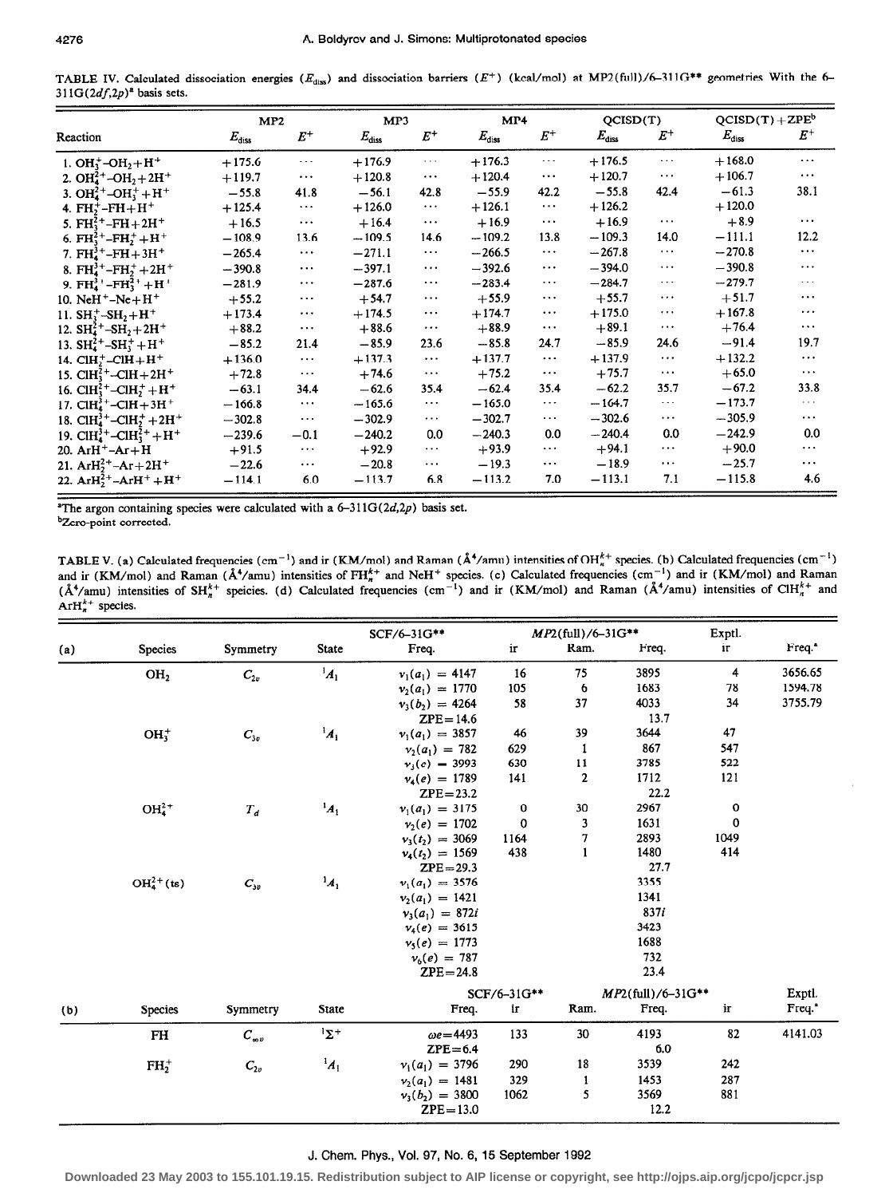TABLE IV. Calculated dissociation energies ($E_{diss}$) and dissociation barriers ($E^{+}$) (kcal/mol) at MP2(full)/6–311G** geometries With the 6–311G(2*df*,2*p*)[a] basis sets.

| Reaction | MP2 | | MP3 | | MP4 | | QCISD(T) | | QCISD(T)+ZPE[b] | |
|---|---|---|---|---|---|---|---|---|---|---|
| | $E_{diss}$ | $E^{+}$ | $E_{diss}$ | $E^{+}$ | $E_{diss}$ | $E^{+}$ | $E_{diss}$ | $E^{+}$ | $E_{diss}$ | $E^{+}$ |
| 1. $OH_3^+$–$OH_2$+$H^+$ | +175.6 | ··· | +176.9 | ··· | +176.3 | ··· | +176.5 | ··· | +168.0 | ··· |
| 2. $OH_4^{2+}$–$OH_2$+$2H^+$ | +119.7 | ··· | +120.8 | ··· | +120.4 | ··· | +120.7 | ··· | +106.7 | ··· |
| 3. $OH_4^{2+}$–$OH_3^+$+$H^+$ | −55.8 | 41.8 | −56.1 | 42.8 | −55.9 | 42.2 | −55.8 | 42.4 | −61.3 | 38.1 |
| 4. $FH_2^+$–FH+$H^+$ | +125.4 | ··· | +126.0 | ··· | +126.1 | ··· | +126.2 | | +120.0 | |
| 5. $FH_3^{2+}$–FH+$2H^+$ | +16.5 | ··· | +16.4 | ··· | +16.9 | ··· | +16.9 | ··· | +8.9 | ··· |
| 6. $FH_3^{2+}$–$FH_2^+$+$H^+$ | −108.9 | 13.6 | −109.5 | 14.6 | −109.2 | 13.8 | −109.3 | 14.0 | −111.1 | 12.2 |
| 7. $FH_4^{3+}$–FH+$3H^+$ | −265.4 | ··· | −271.1 | ··· | −266.5 | ··· | −267.8 | ··· | −270.8 | ··· |
| 8. $FH_4^{3+}$–$FH_2^+$+$2H^+$ | −390.8 | ··· | −397.1 | ··· | −392.6 | ··· | −394.0 | ··· | −390.8 | ··· |
| 9. $FH_4^{3+}$–$FH_3^{2+}$+$H^+$ | −281.9 | ··· | −287.6 | ··· | −283.4 | ··· | −284.7 | ··· | −279.7 | ··· |
| 10. $NeH^+$–Ne+$H^+$ | +55.2 | ··· | +54.7 | ··· | +55.9 | ··· | +55.7 | ··· | +51.7 | ··· |
| 11. $SH_3^+$–$SH_2$+$H^+$ | +173.4 | ··· | +174.5 | ··· | +174.7 | ··· | +175.0 | ··· | +167.8 | ··· |
| 12. $SH_4^{2+}$–$SH_2$+$2H^+$ | +88.2 | ··· | +88.6 | ··· | +88.9 | ··· | +89.1 | ··· | +76.4 | ··· |
| 13. $SH_4^{2+}$–$SH_3^+$+$H^+$ | −85.2 | 21.4 | −85.9 | 23.6 | −85.8 | 24.7 | −85.9 | 24.6 | −91.4 | 19.7 |
| 14. $ClH_2^+$–ClH+$H^+$ | +136.0 | ··· | +137.3 | ··· | +137.7 | ··· | +137.9 | ··· | +132.2 | ··· |
| 15. $ClH_3^{2+}$–ClH+$2H^+$ | +72.8 | ··· | +74.6 | ··· | +75.2 | ··· | +75.7 | ··· | +65.0 | ··· |
| 16. $ClH_3^{2+}$–$ClH_2^+$+$H^+$ | −63.1 | 34.4 | −62.6 | 35.4 | −62.4 | 35.4 | −62.2 | 35.7 | −67.2 | 33.8 |
| 17. $ClH_4^{3+}$–ClH+$3H^+$ | −166.8 | ··· | −165.6 | ··· | −165.0 | ··· | −164.7 | ··· | −173.7 | ··· |
| 18. $ClH_4^{3+}$–$ClH_2^+$+$2H^+$ | −302.8 | ··· | −302.9 | ··· | −302.7 | ··· | −302.6 | ··· | −305.9 | ··· |
| 19. $ClH_4^{3+}$–$ClH_3^{2+}$+$H^+$ | −239.6 | −0.1 | −240.2 | 0.0 | −240.3 | 0.0 | −240.4 | 0.0 | −242.9 | 0.0 |
| 20. $ArH^+$–Ar+H | +91.5 | ··· | +92.9 | ··· | +93.9 | ··· | +94.1 | ··· | +90.0 | ··· |
| 21. $ArH_2^{2+}$–Ar+$2H^+$ | −22.6 | ··· | −20.8 | ··· | −19.3 | ··· | −18.9 | ··· | −25.7 | ··· |
| 22. $ArH_2^{2+}$–$ArH^+$+$H^+$ | −114.1 | 6.0 | −113.7 | 6.8 | −113.2 | 7.0 | −113.1 | 7.1 | −115.8 | 4.6 |

[a]The argon containing species were calculated with a 6–311G(2*d*,2*p*) basis set.
[b]Zero-point corrected.

TABLE V. (a) Calculated frequencies (cm$^{-1}$) and ir (KM/mol) and Raman (Å$^4$/amu) intensities of $OH_n^{k+}$ species. (b) Calculated frequencies (cm$^{-1}$) and ir (KM/mol) and Raman (Å$^4$/amu) intensities of $FH_n^{k+}$ and $NeH^+$ species. (c) Calculated frequencies (cm$^{-1}$) and ir (KM/mol) and Raman (Å$^4$/amu) intensities of $SH_n^{k+}$ speicies. (d) Calculated frequencies (cm$^{-1}$) and ir (KM/mol) and Raman (Å$^4$/amu) intensities of $ClH_n^{k+}$ and $ArH_n^{k+}$ species.

| (a) Species | Symmetry | State | SCF/6–31G** Freq. | ir | Ram. | MP2(full)/6–31G** Freq. | ir | Exptl. Freq.[a] |
|---|---|---|---|---|---|---|---|---|
| $OH_2$ | $C_{2v}$ | $^1A_1$ | $\nu_1(a_1)$ = 4147 | 16 | 75 | 3895 | 4 | 3656.65 |
| | | | $\nu_2(a_1)$ = 1770 | 105 | 6 | 1683 | 78 | 1594.78 |
| | | | $\nu_3(b_2)$ = 4264 | 58 | 37 | 4033 | 34 | 3755.79 |
| | | | ZPE=14.6 | | | 13.7 | | |
| $OH_3^+$ | $C_{3v}$ | $^1A_1$ | $\nu_1(a_1)$ = 3857 | 46 | 39 | 3644 | 47 | |
| | | | $\nu_2(a_1)$ = 782 | 629 | 1 | 867 | 547 | |
| | | | $\nu_3(e)$ = 3993 | 630 | 11 | 3785 | 522 | |
| | | | $\nu_4(e)$ = 1789 | 141 | 2 | 1712 | 121 | |
| | | | ZPE=23.2 | | | 22.2 | | |
| $OH_4^{2+}$ | $T_d$ | $^1A_1$ | $\nu_1(a_1)$ = 3175 | 0 | 30 | 2967 | 0 | |
| | | | $\nu_2(e)$ = 1702 | 0 | 3 | 1631 | 0 | |
| | | | $\nu_3(t_2)$ = 3069 | 1164 | 7 | 2893 | 1049 | |
| | | | $\nu_4(t_2)$ = 1569 | 438 | 1 | 1480 | 414 | |
| | | | ZPE=29.3 | | | 27.7 | | |
| $OH_4^{2+}$ (ts) | $C_{3v}$ | $^1A_1$ | $\nu_1(a_1)$ = 3576 | | | 3355 | | |
| | | | $\nu_2(a_1)$ = 1421 | | | 1341 | | |
| | | | $\nu_3(a_1)$ = 872*i* | | | 837*i* | | |
| | | | $\nu_4(e)$ = 3615 | | | 3423 | | |
| | | | $\nu_5(e)$ = 1773 | | | 1688 | | |
| | | | $\nu_6(e)$ = 787 | | | 732 | | |
| | | | ZPE=24.8 | | | 23.4 | | |

| (b) Species | Symmetry | State | SCF/6–31G** Freq. | ir | Ram. | MP2(full)/6–31G** Freq. | ir | Exptl. Freq.[a] |
|---|---|---|---|---|---|---|---|---|
| FH | $C_{\infty v}$ | $^1\Sigma^+$ | $\omega e$=4493 | 133 | 30 | 4193 | 82 | 4141.03 |
| | | | ZPE=6.4 | | | 6.0 | | |
| $FH_2^+$ | $C_{2v}$ | $^1A_1$ | $\nu_1(a_1)$ = 3796 | 290 | 18 | 3539 | 242 | |
| | | | $\nu_2(a_1)$ = 1481 | 329 | 1 | 1453 | 287 | |
| | | | $\nu_3(b_2)$ = 3800 | 1062 | 5 | 3569 | 881 | |
| | | | ZPE=13.0 | | | 12.2 | | |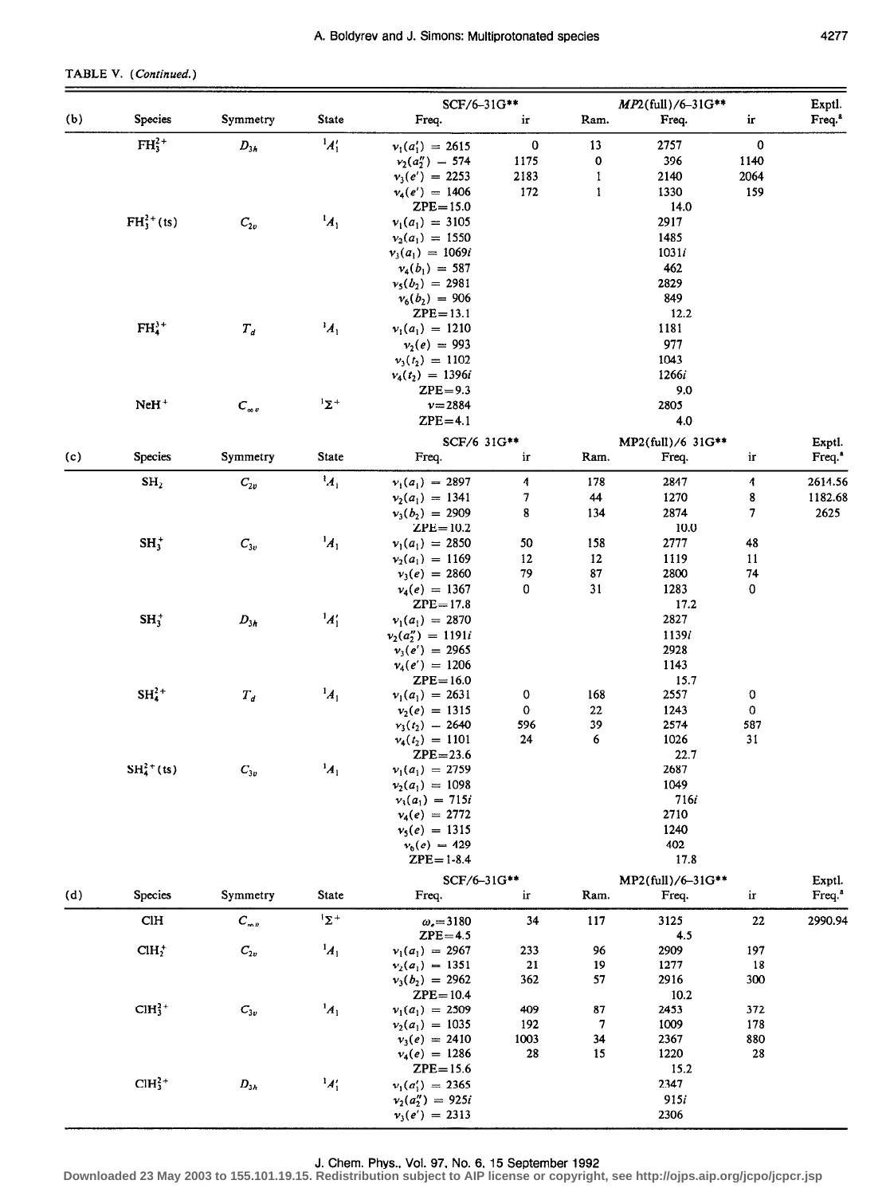TABLE V. (*Continued.*)

| (b) | Species | Symmetry | State | SCF/6-31G** Freq. | ir | Ram. | MP2(full)/6-31G** Freq. | ir | Exptl. Freq.[a] |
|---|---|---|---|---|---|---|---|---|---|
| | $FH_3^{2+}$ | $D_{3h}$ | $^1A_1'$ | $\nu_1(a_1') = 2615$ | 0 | 13 | 2757 | 0 | |
| | | | | $\nu_2(a_2'') - 574$ | 1175 | 0 | 396 | 1140 | |
| | | | | $\nu_3(e') = 2253$ | 2183 | 1 | 2140 | 2064 | |
| | | | | $\nu_4(e') = 1406$ | 172 | 1 | 1330 | 159 | |
| | | | | ZPE=15.0 | | | 14.0 | | |
| | $FH_3^{2+}$ (ts) | $C_{2v}$ | $^1A_1$ | $\nu_1(a_1) = 3105$ | | | 2917 | | |
| | | | | $\nu_2(a_1) = 1550$ | | | 1485 | | |
| | | | | $\nu_3(a_1) = 1069i$ | | | 1031*i* | | |
| | | | | $\nu_4(b_1) = 587$ | | | 462 | | |
| | | | | $\nu_5(b_2) = 2981$ | | | 2829 | | |
| | | | | $\nu_6(b_2) = 906$ | | | 849 | | |
| | | | | ZPE=13.1 | | | 12.2 | | |
| | $FH_4^{3+}$ | $T_d$ | $^1A_1$ | $\nu_1(a_1) = 1210$ | | | 1181 | | |
| | | | | $\nu_2(e) = 993$ | | | 977 | | |
| | | | | $\nu_3(t_2) = 1102$ | | | 1043 | | |
| | | | | $\nu_4(t_2) = 1396i$ | | | 1266*i* | | |
| | | | | ZPE=9.3 | | | 9.0 | | |
| | $NeH^+$ | $C_{\infty v}$ | $^1\Sigma^+$ | $\nu=2884$ | | | 2805 | | |
| | | | | ZPE=4.1 | | | 4.0 | | |

| (c) | Species | Symmetry | State | SCF/6 31G** Freq. | ir | Ram. | MP2(full)/6 31G** Freq. | ir | Exptl. Freq.[a] |
|---|---|---|---|---|---|---|---|---|---|
| | $SH_2$ | $C_{2v}$ | $^1A_1$ | $\nu_1(a_1) = 2897$ | 4 | 178 | 2847 | 4 | 2614.56 |
| | | | | $\nu_2(a_1) = 1341$ | 7 | 44 | 1270 | 8 | 1182.68 |
| | | | | $\nu_3(b_2) = 2909$ | 8 | 134 | 2874 | 7 | 2625 |
| | | | | ZPE=10.2 | | | 10.0 | | |
| | $SH_3^+$ | $C_{3v}$ | $^1A_1$ | $\nu_1(a_1) = 2850$ | 50 | 158 | 2777 | 48 | |
| | | | | $\nu_2(a_1) = 1169$ | 12 | 12 | 1119 | 11 | |
| | | | | $\nu_3(e) = 2860$ | 79 | 87 | 2800 | 74 | |
| | | | | $\nu_4(e) = 1367$ | 0 | 31 | 1283 | 0 | |
| | | | | ZPE=17.8 | | | 17.2 | | |
| | $SH_3^+$ | $D_{3h}$ | $^1A_1'$ | $\nu_1(a_1) = 2870$ | | | 2827 | | |
| | | | | $\nu_2(a_2'') = 1191i$ | | | 1139*i* | | |
| | | | | $\nu_3(e') = 2965$ | | | 2928 | | |
| | | | | $\nu_4(e') = 1206$ | | | 1143 | | |
| | | | | ZPE=16.0 | | | 15.7 | | |
| | $SH_4^{2+}$ | $T_d$ | $^1A_1$ | $\nu_1(a_1) = 2631$ | 0 | 168 | 2557 | 0 | |
| | | | | $\nu_2(e) = 1315$ | 0 | 22 | 1243 | 0 | |
| | | | | $\nu_3(t_2) - 2640$ | 596 | 39 | 2574 | 587 | |
| | | | | $\nu_4(t_2) = 1101$ | 24 | 6 | 1026 | 31 | |
| | | | | ZPE=23.6 | | | 22.7 | | |
| | $SH_4^{2+}$ (ts) | $C_{3v}$ | $^1A_1$ | $\nu_1(a_1) = 2759$ | | | 2687 | | |
| | | | | $\nu_2(a_1) = 1098$ | | | 1049 | | |
| | | | | $\nu_3(a_1) = 715i$ | | | 716*i* | | |
| | | | | $\nu_4(e) = 2772$ | | | 2710 | | |
| | | | | $\nu_5(e) = 1315$ | | | 1240 | | |
| | | | | $\nu_6(e) = 429$ | | | 402 | | |
| | | | | ZPE=1-8.4 | | | 17.8 | | |

| (d) | Species | Symmetry | State | SCF/6-31G** Freq. | ir | Ram. | MP2(full)/6-31G** Freq. | ir | Exptl. Freq.[a] |
|---|---|---|---|---|---|---|---|---|---|
| | ClH | $C_{\infty v}$ | $^1\Sigma^+$ | $\omega_e=3180$ | 34 | 117 | 3125 | 22 | 2990.94 |
| | | | | ZPE=4.5 | | | 4.5 | | |
| | $ClH_2^+$ | $C_{2v}$ | $^1A_1$ | $\nu_1(a_1) = 2967$ | 233 | 96 | 2909 | 197 | |
| | | | | $\nu_2(a_1) = 1351$ | 21 | 19 | 1277 | 18 | |
| | | | | $\nu_3(b_2) = 2962$ | 362 | 57 | 2916 | 300 | |
| | | | | ZPE=10.4 | | | 10.2 | | |
| | $ClH_3^{2+}$ | $C_{3v}$ | $^1A_1$ | $\nu_1(a_1) = 2309$ | 409 | 87 | 2453 | 372 | |
| | | | | $\nu_2(a_1) = 1035$ | 192 | 7 | 1009 | 178 | |
| | | | | $\nu_3(e) = 2410$ | 1003 | 34 | 2367 | 880 | |
| | | | | $\nu_4(e) = 1286$ | 28 | 15 | 1220 | 28 | |
| | | | | ZPE=15.6 | | | 15.2 | | |
| | $ClH_3^{2+}$ | $D_{3h}$ | $^1A_1'$ | $\nu_1(a_1') = 2365$ | | | 2347 | | |
| | | | | $\nu_2(a_2'') = 925i$ | | | 915*i* | | |
| | | | | $\nu_3(e') = 2313$ | | | 2306 | | |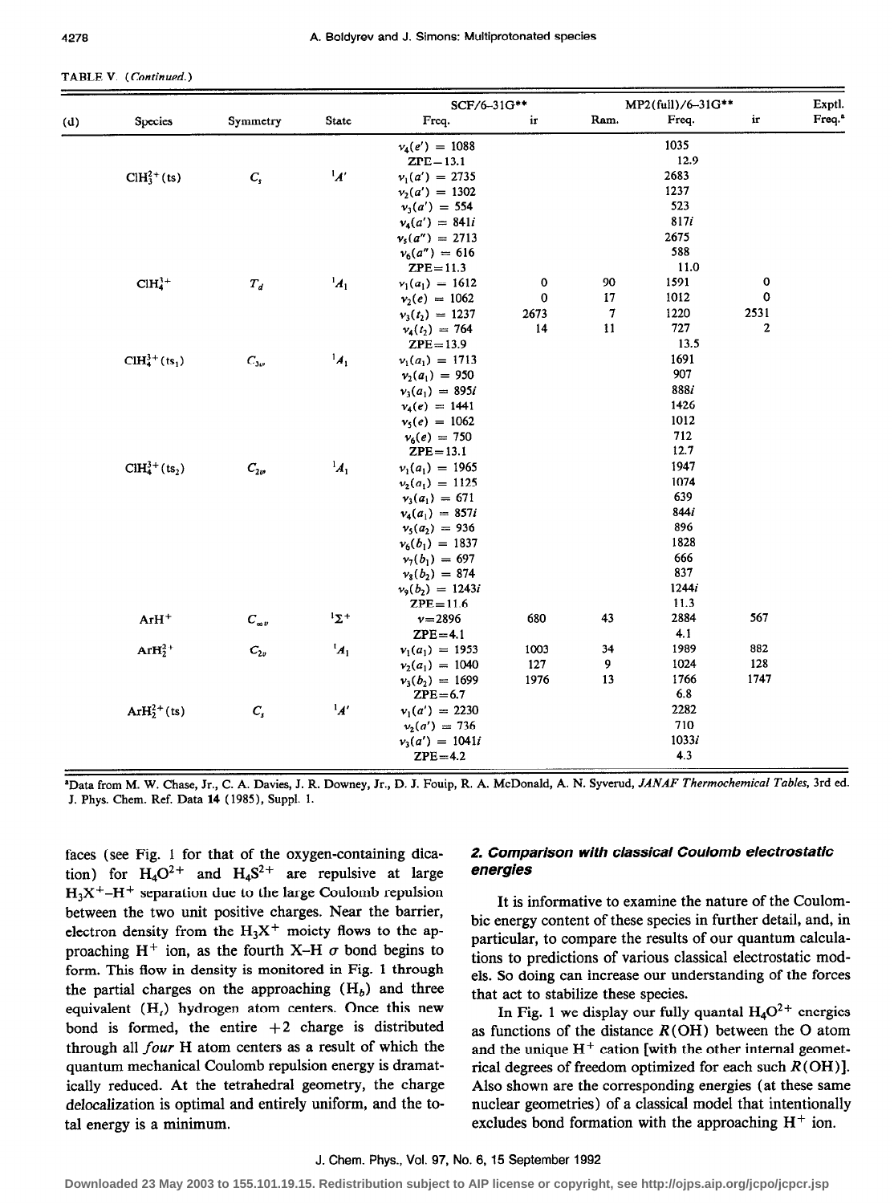TABLE V. (Continued.)

| (d) | Species | Symmetry | State | SCF/6-31G** Freq. | ir | MP2(full)/6-31G** Ram. | Freq. | ir | Exptl. Freq.[a] |
|---|---|---|---|---|---|---|---|---|---|
| | | | | $\nu_4(e') = 1088$ | | | 1035 | | |
| | | | | ZPE−13.1 | | | 12.9 | | |
| | $ClH_3^{2+}$ (ts) | $C_s$ | $^1A'$ | $\nu_1(a') = 2735$ | | | 2683 | | |
| | | | | $\nu_2(a') = 1302$ | | | 1237 | | |
| | | | | $\nu_3(a') = 554$ | | | 523 | | |
| | | | | $\nu_4(a') = 841i$ | | | 817$i$ | | |
| | | | | $\nu_5(a'') = 2713$ | | | 2675 | | |
| | | | | $\nu_6(a'') = 616$ | | | 588 | | |
| | | | | ZPE=11.3 | | | 11.0 | | |
| | $ClH_4^{3+}$ | $T_d$ | $^1A_1$ | $\nu_1(a_1) = 1612$ | 0 | 90 | 1591 | 0 | |
| | | | | $\nu_2(e) = 1062$ | 0 | 17 | 1012 | 0 | |
| | | | | $\nu_3(t_2) = 1237$ | 2673 | 7 | 1220 | 2531 | |
| | | | | $\nu_4(t_2) = 764$ | 14 | 11 | 727 | 2 | |
| | | | | ZPE=13.9 | | | 13.5 | | |
| | $ClH_4^{3+}$ (ts$_1$) | $C_{3v}$ | $^1A_1$ | $\nu_1(a_1) = 1713$ | | | 1691 | | |
| | | | | $\nu_2(a_1) = 950$ | | | 907 | | |
| | | | | $\nu_3(a_1) = 895i$ | | | 888$i$ | | |
| | | | | $\nu_4(e) = 1441$ | | | 1426 | | |
| | | | | $\nu_5(e) = 1062$ | | | 1012 | | |
| | | | | $\nu_6(e) = 750$ | | | 712 | | |
| | | | | ZPE=13.1 | | | 12.7 | | |
| | $ClH_4^{3+}$ (ts$_2$) | $C_{2v}$ | $^1A_1$ | $\nu_1(a_1) = 1965$ | | | 1947 | | |
| | | | | $\nu_2(a_1) = 1125$ | | | 1074 | | |
| | | | | $\nu_3(a_1) = 671$ | | | 639 | | |
| | | | | $\nu_4(a_1) = 857i$ | | | 844$i$ | | |
| | | | | $\nu_5(a_2) = 936$ | | | 896 | | |
| | | | | $\nu_6(b_1) = 1837$ | | | 1828 | | |
| | | | | $\nu_7(b_1) = 697$ | | | 666 | | |
| | | | | $\nu_8(b_2) = 874$ | | | 837 | | |
| | | | | $\nu_9(b_2) = 1243i$ | | | 1244$i$ | | |
| | | | | ZPE=11.6 | | | 11.3 | | |
| | $ArH^+$ | $C_{\infty v}$ | $^1\Sigma^+$ | $\nu$=2896 | 680 | 43 | 2884 | 567 | |
| | | | | ZPE=4.1 | | | 4.1 | | |
| | $ArH_2^{2+}$ | $C_{2v}$ | $^1A_1$ | $\nu_1(a_1) = 1953$ | 1003 | 34 | 1989 | 882 | |
| | | | | $\nu_2(a_1) = 1040$ | 127 | 9 | 1024 | 128 | |
| | | | | $\nu_3(b_2) = 1699$ | 1976 | 13 | 1766 | 1747 | |
| | | | | ZPE=6.7 | | | 6.8 | | |
| | $ArH_2^{2+}$ (ts) | $C_s$ | $^1A'$ | $\nu_1(a') = 2230$ | | | 2282 | | |
| | | | | $\nu_2(a') = 736$ | | | 710 | | |
| | | | | $\nu_3(a') = 1041i$ | | | 1033$i$ | | |
| | | | | ZPE=4.2 | | | 4.3 | | |

[a]Data from M. W. Chase, Jr., C. A. Davies, J. R. Downey, Jr., D. J. Fouip, R. A. McDonald, A. N. Syverud, *JANAF Thermochemical Tables*, 3rd ed. J. Phys. Chem. Ref. Data **14** (1985), Suppl. 1.

faces (see Fig. 1 for that of the oxygen-containing dication) for $H_4O^{2+}$ and $H_4S^{2+}$ are repulsive at large $H_3X^+$–$H^+$ separation due to the large Coulomb repulsion between the two unit positive charges. Near the barrier, electron density from the $H_3X^+$ moicty flows to the approaching $H^+$ ion, as the fourth X–H $\sigma$ bond begins to form. This flow in density is monitored in Fig. 1 through the partial charges on the approaching ($H_b$) and three equivalent ($H_t$) hydrogen atom centers. Once this new bond is formed, the entire +2 charge is distributed through all *four* H atom centers as a result of which the quantum mechanical Coulomb repulsion energy is dramatically reduced. At the tetrahedral geometry, the charge delocalization is optimal and entirely uniform, and the total energy is a minimum.

### 2. Comparison with classical Coulomb electrostatic energies

It is informative to examine the nature of the Coulombic energy content of these species in further detail, and, in particular, to compare the results of our quantum calculations to predictions of various classical electrostatic models. So doing can increase our understanding of the forces that act to stabilize these species.

In Fig. 1 we display our fully quantal $H_4O^{2+}$ energies as functions of the distance $R$(OH) between the O atom and the unique $H^+$ cation [with the other internal geometrical degrees of freedom optimized for each such $R$(OH)]. Also shown are the corresponding energies (at these same nuclear geometries) of a classical model that intentionally excludes bond formation with the approaching $H^+$ ion.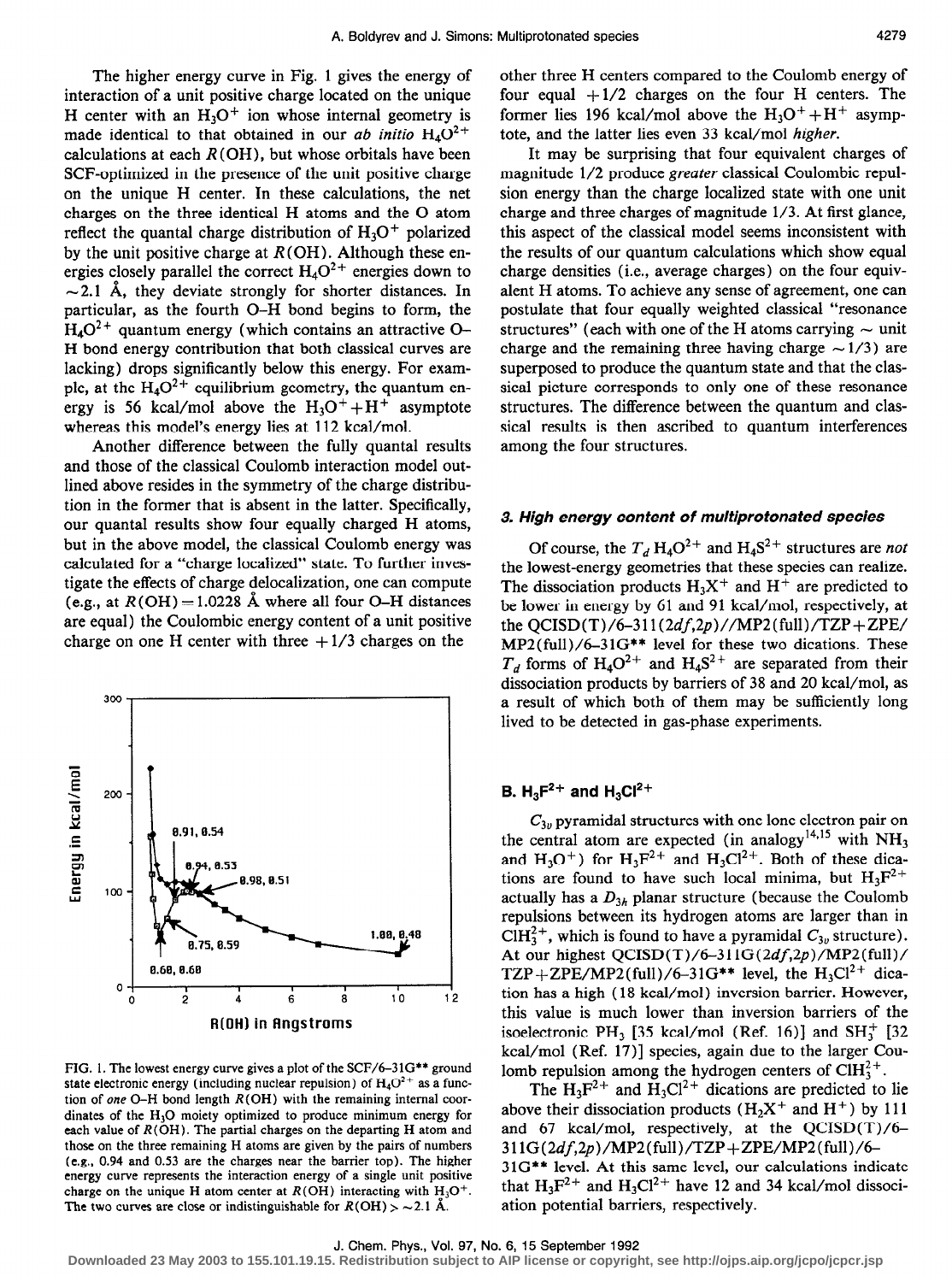The higher energy curve in Fig. 1 gives the energy of interaction of a unit positive charge located on the unique H center with an $H_3O^+$ ion whose internal geometry is made identical to that obtained in our *ab initio* $H_4O^{2+}$ calculations at each $R$(OH), but whose orbitals have been SCF-optimized in the presence of the unit positive charge on the unique H center. In these calculations, the net charges on the three identical H atoms and the O atom reflect the quantal charge distribution of $H_3O^+$ polarized by the unit positive charge at $R$(OH). Although these energies closely parallel the correct $H_4O^{2+}$ energies down to $\sim$2.1 Å, they deviate strongly for shorter distances. In particular, as the fourth O–H bond begins to form, the $H_4O^{2+}$ quantum energy (which contains an attractive O–H bond energy contribution that both classical curves are lacking) drops significantly below this energy. For example, at the $H_4O^{2+}$ equilibrium geometry, the quantum energy is 56 kcal/mol above the $H_3O^+ + H^+$ asymptote whereas this model's energy lies at 112 kcal/mol.

Another difference between the fully quantal results and those of the classical Coulomb interaction model outlined above resides in the symmetry of the charge distribution in the former that is absent in the latter. Specifically, our quantal results show four equally charged H atoms, but in the above model, the classical Coulomb energy was calculated for a "charge localized" state. To further investigate the effects of charge delocalization, one can compute (e.g., at $R(\text{OH}) = 1.0228$ Å where all four O–H distances are equal) the Coulombic energy content of a unit positive charge on one H center with three $+1/3$ charges on the other three H centers compared to the Coulomb energy of four equal $+1/2$ charges on the four H centers. The former lies 196 kcal/mol above the $H_3O^+ + H^+$ asymptote, and the latter lies even 33 kcal/mol *higher*.

It may be surprising that four equivalent charges of magnitude 1/2 produce *greater* classical Coulombic repulsion energy than the charge localized state with one unit charge and three charges of magnitude 1/3. At first glance, this aspect of the classical model seems inconsistent with the results of our quantum calculations which show equal charge densities (i.e., average charges) on the four equivalent H atoms. To achieve any sense of agreement, one can postulate that four equally weighted classical "resonance structures" (each with one of the H atoms carrying $\sim$ unit charge and the remaining three having charge $\sim$1/3) are superposed to produce the quantum state and that the classical picture corresponds to only one of these resonance structures. The difference between the quantum and classical results is then ascribed to quantum interferences among the four structures.

FIG. 1. The lowest energy curve gives a plot of the SCF/6-31G** ground state electronic energy (including nuclear repulsion) of $H_4O^{2+}$ as a function of *one* O–H bond length $R$(OH) with the remaining internal coordinates of the $H_3O$ moiety optimized to produce minimum energy for each value of $R$(OH). The partial charges on the departing H atom and those on the three remaining H atoms are given by the pairs of numbers (e.g., 0.94 and 0.53 are the charges near the barrier top). The higher energy curve represents the interaction energy of a single unit positive charge on the unique H atom center at $R$(OH) interacting with $H_3O^+$. The two curves are close or indistinguishable for $R(\text{OH}) > \sim$2.1 Å.

### 3. High energy content of multiprotonated species

Of course, the $T_d$ $H_4O^{2+}$ and $H_4S^{2+}$ structures are *not* the lowest-energy geometries that these species can realize. The dissociation products $H_3X^+$ and $H^+$ are predicted to be lower in energy by 61 and 91 kcal/mol, respectively, at the QCISD(T)/6-311(2*df*,2*p*)//MP2(full)/TZP+ZPE/MP2(full)/6-31G** level for these two dications. These $T_d$ forms of $H_4O^{2+}$ and $H_4S^{2+}$ are separated from their dissociation products by barriers of 38 and 20 kcal/mol, as a result of which both of them may be sufficiently long lived to be detected in gas-phase experiments.

## B. $H_3F^{2+}$ and $H_3Cl^{2+}$

$C_{3v}$ pyramidal structures with one lone electron pair on the central atom are expected (in analogy[14,15] with $NH_3$ and $H_3O^+$) for $H_3F^{2+}$ and $H_3Cl^{2+}$. Both of these dications are found to have such local minima, but $H_3F^{2+}$ actually has a $D_{3h}$ planar structure (because the Coulomb repulsions between its hydrogen atoms are larger than in $ClH_3^{2+}$, which is found to have a pyramidal $C_{3v}$ structure). At our highest QCISD(T)/6-311G(2*df*,2*p*)/MP2(full)/TZP+ZPE/MP2(full)/6-31G** level, the $H_3Cl^{2+}$ dication has a high (18 kcal/mol) inversion barrier. However, this value is much lower than inversion barriers of the isoelectronic $PH_3$ [35 kcal/mol (Ref. 16)] and $SH_3^+$ [32 kcal/mol (Ref. 17)] species, again due to the larger Coulomb repulsion among the hydrogen centers of $ClH_3^{2+}$.

The $H_3F^{2+}$ and $H_3Cl^{2+}$ dications are predicted to lie above their dissociation products ($H_2X^+$ and $H^+$) by 111 and 67 kcal/mol, respectively, at the QCISD(T)/6-311G(2*df*,2*p*)/MP2(full)/TZP+ZPE/MP2(full)/6-31G** level. At this same level, our calculations indicate that $H_3F^{2+}$ and $H_3Cl^{2+}$ have 12 and 34 kcal/mol dissociation potential barriers, respectively.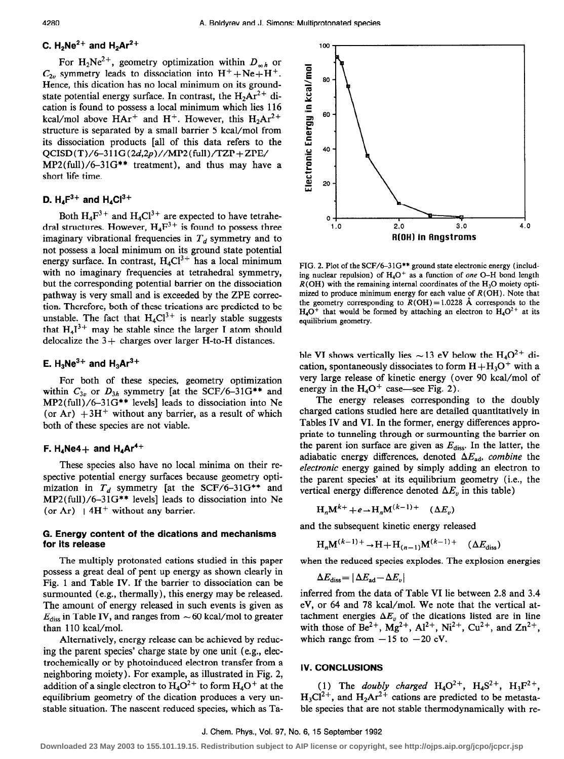### C. $H_2Ne^{2+}$ and $H_2Ar^{2+}$

For $H_2Ne^{2+}$, geometry optimization within $D_{\infty h}$ or $C_{2v}$ symmetry leads to dissociation into $H^+ + Ne + H^+$. Hence, this dication has no local minimum on its ground-state potential energy surface. In contrast, the $H_2Ar^{2+}$ dication is found to possess a local minimum which lies 116 kcal/mol above $HAr^+$ and $H^+$. However, this $H_2Ar^{2+}$ structure is separated by a small barrier 5 kcal/mol from its dissociation products [all of this data refers to the QCISD(T)/6–311G(2*d*,2*p*)//MP2(full)/TZP+ZPE/MP2(full)/6–31G** treatment), and thus may have a short life time.

### D. $H_4F^{3+}$ and $H_4Cl^{3+}$

Both $H_4F^{3+}$ and $H_4Cl^{3+}$ are expected to have tetrahedral structures. However, $H_4F^{3+}$ is found to possess three imaginary vibrational frequencies in $T_d$ symmetry and to not possess a local minimum on its ground state potential energy surface. In contrast, $H_4Cl^{3+}$ has a local minimum with no imaginary frequencies at tetrahedral symmetry, but the corresponding potential barrier on the dissociation pathway is very small and is exceeded by the ZPE correction. Therefore, both of these trications are predicted to be unstable. The fact that $H_4Cl^{3+}$ is nearly stable suggests that $H_4I^{3+}$ may be stable since the larger I atom should delocalize the 3+ charges over larger H-to-H distances.

### E. $H_3Ne^{3+}$ and $H_3Ar^{3+}$

For both of these species, geometry optimization within $C_{3v}$ or $D_{3h}$ symmetry [at the SCF/6–31G** and MP2(full)/6–31G** levels] leads to dissociation into Ne (or Ar) $+3H^+$ without any barrier, as a result of which both of these species are not viable.

### F. $H_4Ne4+$ and $H_4Ar^{4+}$

These species also have no local minima on their respective potential energy surfaces because geometry optimization in $T_d$ symmetry [at the SCF/6–31G** and MP2(full)/6–31G** levels] leads to dissociation into Ne (or Ar) $+4H^+$ without any barrier.

### G. Energy content of the dications and mechanisms for its release

The multiply protonated cations studied in this paper possess a great deal of pent up energy as shown clearly in Fig. 1 and Table IV. If the barrier to dissociation can be surmounted (e.g., thermally), this energy may be released. The amount of energy released in such events is given as $E_{\text{diss}}$ in Table IV, and ranges from ~60 kcal/mol to greater than 110 kcal/mol.

Alternatively, energy release can be achieved by reducing the parent species' charge state by one unit (e.g., electrochemically or by photoinduced electron transfer from a neighboring moiety). For example, as illustrated in Fig. 2, addition of a single electron to $H_4O^{2+}$ to form $H_4O^+$ at the equilibrium geometry of the dication produces a very unstable situation. The nascent reduced species, which as Table VI shows vertically lies ~13 eV below the $H_4O^{2+}$ dication, spontaneously dissociates to form $H+H_3O^+$ with a very large release of kinetic energy (over 90 kcal/mol of energy in the $H_4O^+$ case—see Fig. 2).

FIG. 2. Plot of the SCF/6–31G** ground state electronic energy (including nuclear repulsion) of $H_4O^+$ as a function of *one* O–H bond length $R$(OH) with the remaining internal coordinates of the $H_3O$ moiety optimized to produce minimum energy for each value of $R$(OH). Note that the geometry corresponding to $R(\text{OH}) = 1.0228$ Å corresponds to the $H_4O^+$ that would be formed by attaching an electron to $H_4O^{2+}$ at its equilibrium geometry.

The energy releases corresponding to the doubly charged cations studied here are detailed quantitatively in Tables IV and VI. In the former, energy differences appropriate to tunneling through or surmounting the barrier on the parent ion surface are given as $E_{\text{diss}}$. In the latter, the adiabatic energy differences, denoted $\Delta E_{\text{ad}}$, *combine* the *electronic* energy gained by simply adding an electron to the parent species' at its equilibrium geometry (i.e., the vertical energy difference denoted $\Delta E_v$ in this table)

$$H_nM^{k+} + e \rightarrow H_nM^{(k-1)+} \quad (\Delta E_v)$$

and the subsequent kinetic energy released

$$H_nM^{(k-1)+} \rightarrow H + H_{(n-1)}M^{(k-1)+} \quad (\Delta E_{\text{diss}})$$

when the reduced species explodes. The explosion energies

$$\Delta E_{\text{diss}} = |\Delta E_{\text{ad}} - \Delta E_v|$$

inferred from the data of Table VI lie between 2.8 and 3.4 eV, or 64 and 78 kcal/mol. We note that the vertical attachment energies $\Delta E_v$ of the dications listed are in line with those of $Be^{2+}$, $Mg^{2+}$, $Al^{2+}$, $Ni^{2+}$, $Cu^{2+}$, and $Zn^{2+}$, which range from −15 to −20 eV.

## IV. CONCLUSIONS

(1) The *doubly charged* $H_4O^{2+}$, $H_4S^{2+}$, $H_3F^{2+}$, $H_3Cl^{2+}$, and $H_2Ar^{2+}$ cations are predicted to be metastable species that are not stable thermodynamically with re-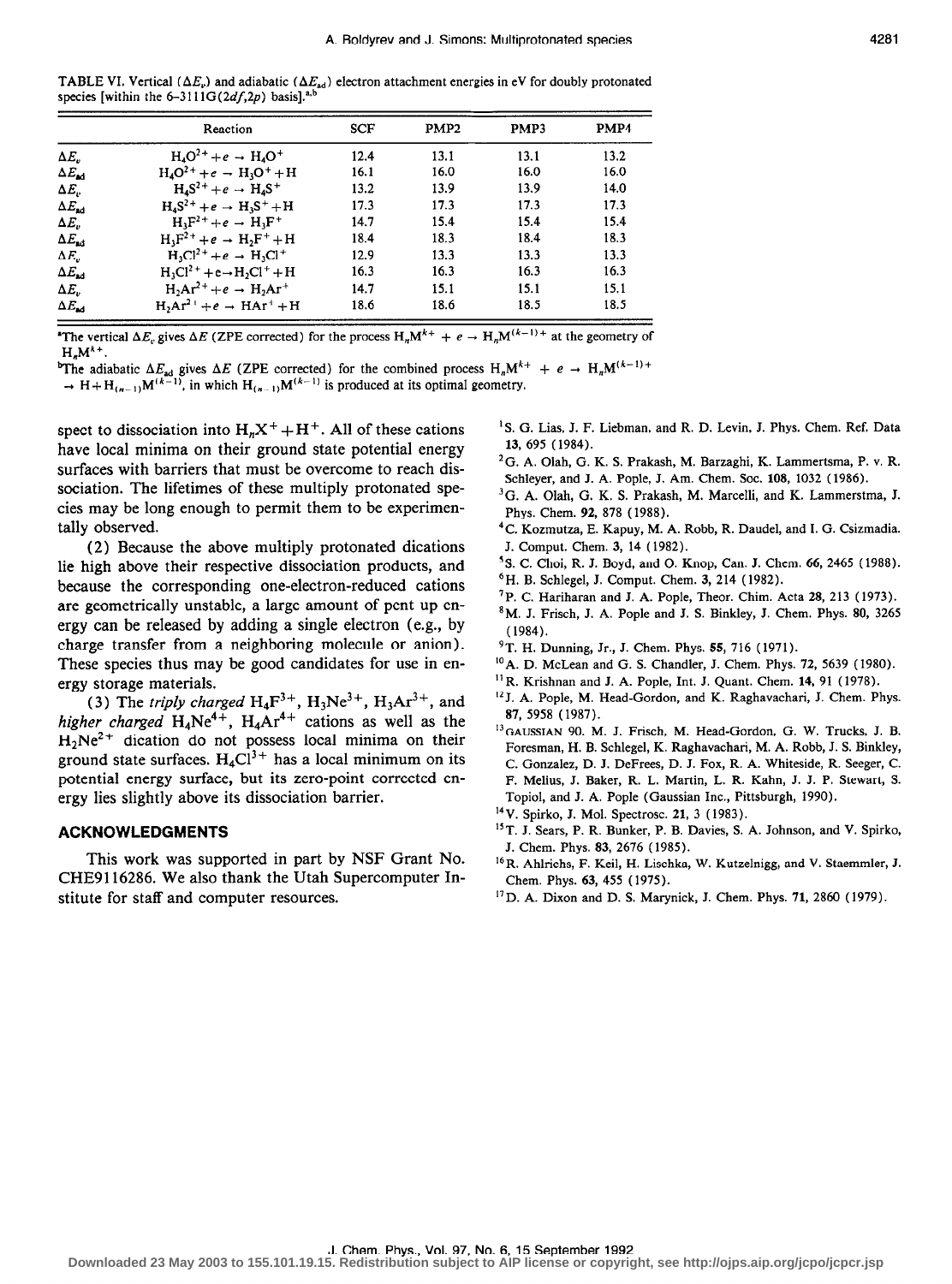TABLE VI. Vertical ($\Delta E_v$) and adiabatic ($\Delta E_{ad}$) electron attachment energies in eV for doubly protonated species [within the 6-311G(2*df*,2*p*) basis].[a,b]

| | Reaction | SCF | PMP2 | PMP3 | PMP4 |
|---|---|---|---|---|---|
| $\Delta E_v$ | $H_4O^{2+}+e \rightarrow H_4O^+$ | 12.4 | 13.1 | 13.1 | 13.2 |
| $\Delta E_{ad}$ | $H_4O^{2+}+e \rightarrow H_3O^+ + H$ | 16.1 | 16.0 | 16.0 | 16.0 |
| $\Delta E_v$ | $H_4S^{2+}+e \rightarrow H_4S^+$ | 13.2 | 13.9 | 13.9 | 14.0 |
| $\Delta E_{ad}$ | $H_4S^{2+}+e \rightarrow H_3S^+ + H$ | 17.3 | 17.3 | 17.3 | 17.3 |
| $\Delta E_v$ | $H_3F^{2+}+e \rightarrow H_3F^+$ | 14.7 | 15.4 | 15.4 | 15.4 |
| $\Delta E_{ad}$ | $H_3F^{2+}+e \rightarrow H_2F^+ + H$ | 18.4 | 18.3 | 18.4 | 18.3 |
| $\Delta E_v$ | $H_3Cl^{2+}+e \rightarrow H_3Cl^+$ | 12.9 | 13.3 | 13.3 | 13.3 |
| $\Delta E_{ad}$ | $H_3Cl^{2+}+e \rightarrow H_2Cl^+ + H$ | 16.3 | 16.3 | 16.3 | 16.3 |
| $\Delta E_v$ | $H_2Ar^{2+}+e \rightarrow H_2Ar^+$ | 14.7 | 15.1 | 15.1 | 15.1 |
| $\Delta E_{ad}$ | $H_2Ar^{2+}+e \rightarrow HAr^+ + H$ | 18.6 | 18.6 | 18.5 | 18.5 |

[a]The vertical $\Delta E_v$ gives $\Delta E$ (ZPE corrected) for the process $H_nM^{k+} + e \rightarrow H_nM^{(k-1)+}$ at the geometry of $H_nM^{k+}$.

[b]The adiabatic $\Delta E_{ad}$ gives $\Delta E$ (ZPE corrected) for the combined process $H_nM^{k+} + e \rightarrow H_nM^{(k-1)+} \rightarrow H + H_{(n-1)}M^{(k-1)}$, in which $H_{(n-1)}M^{(k-1)}$ is produced at its optimal geometry.

spect to dissociation into $H_nX^+ + H^+$. All of these cations have local minima on their ground state potential energy surfaces with barriers that must be overcome to reach dissociation. The lifetimes of these multiply protonated species may be long enough to permit them to be experimentally observed.

(2) Because the above multiply protonated dications lie high above their respective dissociation products, and because the corresponding one-electron-reduced cations are geometrically unstable, a large amount of pent up energy can be released by adding a single electron (e.g., by charge transfer from a neighboring molecule or anion). These species thus may be good candidates for use in energy storage materials.

(3) The *triply charged* $H_4F^{3+}$, $H_3Ne^{3+}$, $H_3Ar^{3+}$, and *higher charged* $H_4Ne^{4+}$, $H_4Ar^{4+}$ cations as well as the $H_2Ne^{2+}$ dication do not possess local minima on their ground state surfaces. $H_4Cl^{3+}$ has a local minimum on its potential energy surface, but its zero-point corrected energy lies slightly above its dissociation barrier.

## ACKNOWLEDGMENTS

This work was supported in part by NSF Grant No. CHE9116286. We also thank the Utah Supercomputer Institute for staff and computer resources.

[1] S. G. Lias, J. F. Liebman, and R. D. Levin, J. Phys. Chem. Ref. Data 13, 695 (1984).

[2] G. A. Olah, G. K. S. Prakash, M. Barzaghi, K. Lammertsma, P. v. R. Schleyer, and J. A. Pople, J. Am. Chem. Soc. 108, 1032 (1986).

[3] G. A. Olah, G. K. S. Prakash, M. Marcelli, and K. Lammerstma, J. Phys. Chem. 92, 878 (1988).

[4] C. Kozmutza, E. Kapuy, M. A. Robb, R. Daudel, and I. G. Csizmadia. J. Comput. Chem. 3, 14 (1982).

[5] S. C. Choi, R. J. Boyd, and O. Knop, Can. J. Chem. 66, 2465 (1988).

[6] H. B. Schlegel, J. Comput. Chem. 3, 214 (1982).

[7] P. C. Hariharan and J. A. Pople, Theor. Chim. Acta 28, 213 (1973).

[8] M. J. Frisch, J. A. Pople and J. S. Binkley, J. Chem. Phys. 80, 3265 (1984).

[9] T. H. Dunning, Jr., J. Chem. Phys. 55, 716 (1971).

[10] A. D. McLean and G. S. Chandler, J. Chem. Phys. 72, 5639 (1980).

[11] R. Krishnan and J. A. Pople, Int. J. Quant. Chem. 14, 91 (1978).

[12] J. A. Pople, M. Head-Gordon, and K. Raghavachari, J. Chem. Phys. 87, 5958 (1987).

[13] GAUSSIAN 90. M. J. Frisch, M. Head-Gordon, G. W. Trucks, J. B. Foresman, H. B. Schlegel, K. Raghavachari, M. A. Robb, J. S. Binkley, C. Gonzalez, D. J. DeFrees, D. J. Fox, R. A. Whiteside, R. Seeger, C. F. Melius, J. Baker, R. L. Martin, L. R. Kahn, J. J. P. Stewart, S. Topiol, and J. A. Pople (Gaussian Inc., Pittsburgh, 1990).

[14] V. Spirko, J. Mol. Spectrosc. 21, 3 (1983).

[15] T. J. Sears, P. R. Bunker, P. B. Davies, S. A. Johnson, and V. Spirko, J. Chem. Phys. 83, 2676 (1985).

[16] R. Ahlrichs, F. Keil, H. Lischka, W. Kutzelnigg, and V. Staemmler, J. Chem. Phys. 63, 455 (1975).

[17] D. A. Dixon and D. S. Marynick, J. Chem. Phys. 71, 2860 (1979).